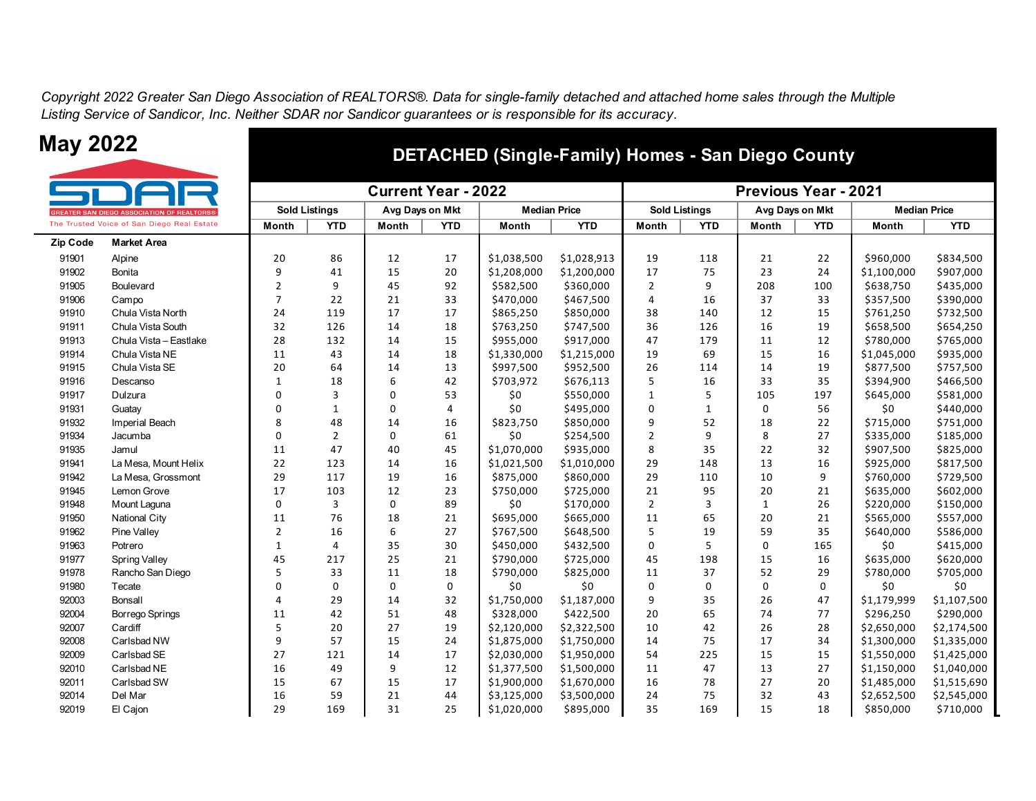*Copyright 2022 Greater San Diego Association of REALTORS®. Data for single-family detached and attached home sales through the Multiple Listing Service of Sandicor, Inc. Neither SDAR nor Sandicor guarantees or is responsible for its accuracy.*

# May 2022

SDAR
GREATER SAN DIEGO ASSOCIATION OF REALTORS®
The Trusted Voice of San Diego Real Estate

## DETACHED (Single-Family) Homes - San Diego County

| | | Current Year - 2022 | | | | | | Previous Year - 2021 | | | | | |
|---|---|---|---|---|---|---|---|---|---|---|---|---|---|
| | | Sold Listings | | Avg Days on Mkt | | Median Price | | Sold Listings | | Avg Days on Mkt | | Median Price | |
| Zip Code | Market Area | Month | YTD | Month | YTD | Month | YTD | Month | YTD | Month | YTD | Month | YTD |
| 91901 | Alpine | 20 | 86 | 12 | 17 | $1,038,500 | $1,028,913 | 19 | 118 | 21 | 22 | $960,000 | $834,500 |
| 91902 | Bonita | 9 | 41 | 15 | 20 | $1,208,000 | $1,200,000 | 17 | 75 | 23 | 24 | $1,100,000 | $907,000 |
| 91905 | Boulevard | 2 | 9 | 45 | 92 | $582,500 | $360,000 | 2 | 9 | 208 | 100 | $638,750 | $435,000 |
| 91906 | Campo | 7 | 22 | 21 | 33 | $470,000 | $467,500 | 4 | 16 | 37 | 33 | $357,500 | $390,000 |
| 91910 | Chula Vista North | 24 | 119 | 17 | 17 | $865,250 | $850,000 | 38 | 140 | 12 | 15 | $761,250 | $732,500 |
| 91911 | Chula Vista South | 32 | 126 | 14 | 18 | $763,250 | $747,500 | 36 | 126 | 16 | 19 | $658,500 | $654,250 |
| 91913 | Chula Vista – Eastlake | 28 | 132 | 14 | 15 | $955,000 | $917,000 | 47 | 179 | 11 | 12 | $780,000 | $765,000 |
| 91914 | Chula Vista NE | 11 | 43 | 14 | 18 | $1,330,000 | $1,215,000 | 19 | 69 | 15 | 16 | $1,045,000 | $935,000 |
| 91915 | Chula Vista SE | 20 | 64 | 14 | 13 | $997,500 | $952,500 | 26 | 114 | 14 | 19 | $877,500 | $757,500 |
| 91916 | Descanso | 1 | 18 | 6 | 42 | $703,972 | $676,113 | 5 | 16 | 33 | 35 | $394,900 | $466,500 |
| 91917 | Dulzura | 0 | 3 | 0 | 53 | $0 | $550,000 | 1 | 5 | 105 | 197 | $645,000 | $581,000 |
| 91931 | Guatay | 0 | 1 | 0 | 4 | $0 | $495,000 | 0 | 1 | 0 | 56 | $0 | $440,000 |
| 91932 | Imperial Beach | 8 | 48 | 14 | 16 | $823,750 | $850,000 | 9 | 52 | 18 | 22 | $715,000 | $751,000 |
| 91934 | Jacumba | 0 | 2 | 0 | 61 | $0 | $254,500 | 2 | 9 | 8 | 27 | $335,000 | $185,000 |
| 91935 | Jamul | 11 | 47 | 40 | 45 | $1,070,000 | $935,000 | 8 | 35 | 22 | 32 | $907,500 | $825,000 |
| 91941 | La Mesa, Mount Helix | 22 | 123 | 14 | 16 | $1,021,500 | $1,010,000 | 29 | 148 | 13 | 16 | $925,000 | $817,500 |
| 91942 | La Mesa, Grossmont | 29 | 117 | 19 | 16 | $875,000 | $860,000 | 29 | 110 | 10 | 9 | $760,000 | $729,500 |
| 91945 | Lemon Grove | 17 | 103 | 12 | 23 | $750,000 | $725,000 | 21 | 95 | 20 | 21 | $635,000 | $602,000 |
| 91948 | Mount Laguna | 0 | 3 | 0 | 89 | $0 | $170,000 | 2 | 3 | 1 | 26 | $220,000 | $150,000 |
| 91950 | National City | 11 | 76 | 18 | 21 | $695,000 | $665,000 | 11 | 65 | 20 | 21 | $565,000 | $557,000 |
| 91962 | Pine Valley | 2 | 16 | 6 | 27 | $767,500 | $648,500 | 5 | 19 | 59 | 35 | $640,000 | $586,000 |
| 91963 | Potrero | 1 | 4 | 35 | 30 | $450,000 | $432,500 | 0 | 5 | 0 | 165 | $0 | $415,000 |
| 91977 | Spring Valley | 45 | 217 | 25 | 21 | $790,000 | $725,000 | 45 | 198 | 15 | 16 | $635,000 | $620,000 |
| 91978 | Rancho San Diego | 5 | 33 | 11 | 18 | $790,000 | $825,000 | 11 | 37 | 52 | 29 | $780,000 | $705,000 |
| 91980 | Tecate | 0 | 0 | 0 | 0 | $0 | $0 | 0 | 0 | 0 | 0 | $0 | $0 |
| 92003 | Bonsall | 4 | 29 | 14 | 32 | $1,750,000 | $1,187,000 | 9 | 35 | 26 | 47 | $1,179,999 | $1,107,500 |
| 92004 | Borrego Springs | 11 | 42 | 51 | 48 | $328,000 | $422,500 | 20 | 65 | 74 | 77 | $296,250 | $290,000 |
| 92007 | Cardiff | 5 | 20 | 27 | 19 | $2,120,000 | $2,322,500 | 10 | 42 | 26 | 28 | $2,650,000 | $2,174,500 |
| 92008 | Carlsbad NW | 9 | 57 | 15 | 24 | $1,875,000 | $1,750,000 | 14 | 75 | 17 | 34 | $1,300,000 | $1,335,000 |
| 92009 | Carlsbad SE | 27 | 121 | 14 | 17 | $2,030,000 | $1,950,000 | 54 | 225 | 15 | 15 | $1,550,000 | $1,425,000 |
| 92010 | Carlsbad NE | 16 | 49 | 9 | 12 | $1,377,500 | $1,500,000 | 11 | 47 | 13 | 27 | $1,150,000 | $1,040,000 |
| 92011 | Carlsbad SW | 15 | 67 | 15 | 17 | $1,900,000 | $1,670,000 | 16 | 78 | 27 | 20 | $1,485,000 | $1,515,690 |
| 92014 | Del Mar | 16 | 59 | 21 | 44 | $3,125,000 | $3,500,000 | 24 | 75 | 32 | 43 | $2,652,500 | $2,545,000 |
| 92019 | El Cajon | 29 | 169 | 31 | 25 | $1,020,000 | $895,000 | 35 | 169 | 15 | 18 | $850,000 | $710,000 |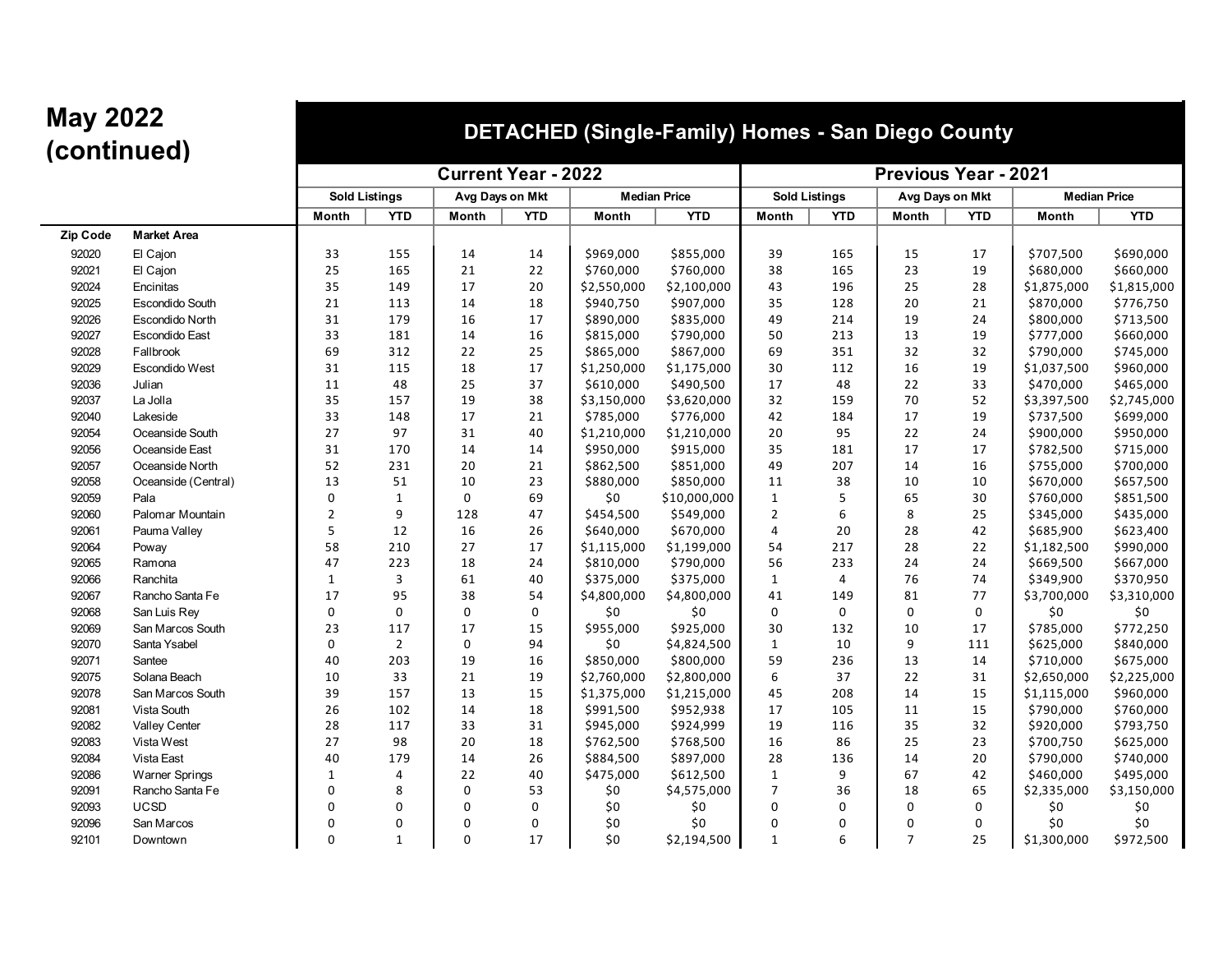# May 2022 (continued)

## DETACHED (Single-Family) Homes - San Diego County

| | | Current Year - 2022 | | | | | | Previous Year - 2021 | | | | | |
|---|---|---|---|---|---|---|---|---|---|---|---|---|---|
| | | Sold Listings | | Avg Days on Mkt | | Median Price | | Sold Listings | | Avg Days on Mkt | | Median Price | |
| Zip Code | Market Area | Month | YTD | Month | YTD | Month | YTD | Month | YTD | Month | YTD | Month | YTD |
| 92020 | El Cajon | 33 | 155 | 14 | 14 | $969,000 | $855,000 | 39 | 165 | 15 | 17 | $707,500 | $690,000 |
| 92021 | El Cajon | 25 | 165 | 21 | 22 | $760,000 | $760,000 | 38 | 165 | 23 | 19 | $680,000 | $660,000 |
| 92024 | Encinitas | 35 | 149 | 17 | 20 | $2,550,000 | $2,100,000 | 43 | 196 | 25 | 28 | $1,875,000 | $1,815,000 |
| 92025 | Escondido South | 21 | 113 | 14 | 18 | $940,750 | $907,000 | 35 | 128 | 20 | 21 | $870,000 | $776,750 |
| 92026 | Escondido North | 31 | 179 | 16 | 17 | $890,000 | $835,000 | 49 | 214 | 19 | 24 | $800,000 | $713,500 |
| 92027 | Escondido East | 33 | 181 | 14 | 16 | $815,000 | $790,000 | 50 | 213 | 13 | 19 | $777,000 | $660,000 |
| 92028 | Fallbrook | 69 | 312 | 22 | 25 | $865,000 | $867,000 | 69 | 351 | 32 | 32 | $790,000 | $745,000 |
| 92029 | Escondido West | 31 | 115 | 18 | 17 | $1,250,000 | $1,175,000 | 30 | 112 | 16 | 19 | $1,037,500 | $960,000 |
| 92036 | Julian | 11 | 48 | 25 | 37 | $610,000 | $490,500 | 17 | 48 | 22 | 33 | $470,000 | $465,000 |
| 92037 | La Jolla | 35 | 157 | 19 | 38 | $3,150,000 | $3,620,000 | 32 | 159 | 70 | 52 | $3,397,500 | $2,745,000 |
| 92040 | Lakeside | 33 | 148 | 17 | 21 | $785,000 | $776,000 | 42 | 184 | 17 | 19 | $737,500 | $699,000 |
| 92054 | Oceanside South | 27 | 97 | 31 | 40 | $1,210,000 | $1,210,000 | 20 | 95 | 22 | 24 | $900,000 | $950,000 |
| 92056 | Oceanside East | 31 | 170 | 14 | 14 | $950,000 | $915,000 | 35 | 181 | 17 | 17 | $782,500 | $715,000 |
| 92057 | Oceanside North | 52 | 231 | 20 | 21 | $862,500 | $851,000 | 49 | 207 | 14 | 16 | $755,000 | $700,000 |
| 92058 | Oceanside (Central) | 13 | 51 | 10 | 23 | $880,000 | $850,000 | 11 | 38 | 10 | 10 | $670,000 | $657,500 |
| 92059 | Pala | 0 | 1 | 0 | 69 | $0 | $10,000,000 | 1 | 5 | 65 | 30 | $760,000 | $851,500 |
| 92060 | Palomar Mountain | 2 | 9 | 128 | 47 | $454,500 | $549,000 | 2 | 6 | 8 | 25 | $345,000 | $435,000 |
| 92061 | Pauma Valley | 5 | 12 | 16 | 26 | $640,000 | $670,000 | 4 | 20 | 28 | 42 | $685,900 | $623,400 |
| 92064 | Poway | 58 | 210 | 27 | 17 | $1,115,000 | $1,199,000 | 54 | 217 | 28 | 22 | $1,182,500 | $990,000 |
| 92065 | Ramona | 47 | 223 | 18 | 24 | $810,000 | $790,000 | 56 | 233 | 24 | 24 | $669,500 | $667,000 |
| 92066 | Ranchita | 1 | 3 | 61 | 40 | $375,000 | $375,000 | 1 | 4 | 76 | 74 | $349,900 | $370,950 |
| 92067 | Rancho Santa Fe | 17 | 95 | 38 | 54 | $4,800,000 | $4,800,000 | 41 | 149 | 81 | 77 | $3,700,000 | $3,310,000 |
| 92068 | San Luis Rey | 0 | 0 | 0 | 0 | $0 | $0 | 0 | 0 | 0 | 0 | $0 | $0 |
| 92069 | San Marcos South | 23 | 117 | 17 | 15 | $955,000 | $925,000 | 30 | 132 | 10 | 17 | $785,000 | $772,250 |
| 92070 | Santa Ysabel | 0 | 2 | 0 | 94 | $0 | $4,824,500 | 1 | 10 | 9 | 111 | $625,000 | $840,000 |
| 92071 | Santee | 40 | 203 | 19 | 16 | $850,000 | $800,000 | 59 | 236 | 13 | 14 | $710,000 | $675,000 |
| 92075 | Solana Beach | 10 | 33 | 21 | 19 | $2,760,000 | $2,800,000 | 6 | 37 | 22 | 31 | $2,650,000 | $2,225,000 |
| 92078 | San Marcos South | 39 | 157 | 13 | 15 | $1,375,000 | $1,215,000 | 45 | 208 | 14 | 15 | $1,115,000 | $960,000 |
| 92081 | Vista South | 26 | 102 | 14 | 18 | $991,500 | $952,938 | 17 | 105 | 11 | 15 | $790,000 | $760,000 |
| 92082 | Valley Center | 28 | 117 | 33 | 31 | $945,000 | $924,999 | 19 | 116 | 35 | 32 | $920,000 | $793,750 |
| 92083 | Vista West | 27 | 98 | 20 | 18 | $762,500 | $768,500 | 16 | 86 | 25 | 23 | $700,750 | $625,000 |
| 92084 | Vista East | 40 | 179 | 14 | 26 | $884,500 | $897,000 | 28 | 136 | 14 | 20 | $790,000 | $740,000 |
| 92086 | Warner Springs | 1 | 4 | 22 | 40 | $475,000 | $612,500 | 1 | 9 | 67 | 42 | $460,000 | $495,000 |
| 92091 | Rancho Santa Fe | 0 | 8 | 0 | 53 | $0 | $4,575,000 | 7 | 36 | 18 | 65 | $2,335,000 | $3,150,000 |
| 92093 | UCSD | 0 | 0 | 0 | 0 | $0 | $0 | 0 | 0 | 0 | 0 | $0 | $0 |
| 92096 | San Marcos | 0 | 0 | 0 | 0 | $0 | $0 | 0 | 0 | 0 | 0 | $0 | $0 |
| 92101 | Downtown | 0 | 1 | 0 | 17 | $0 | $2,194,500 | 1 | 6 | 7 | 25 | $1,300,000 | $972,500 |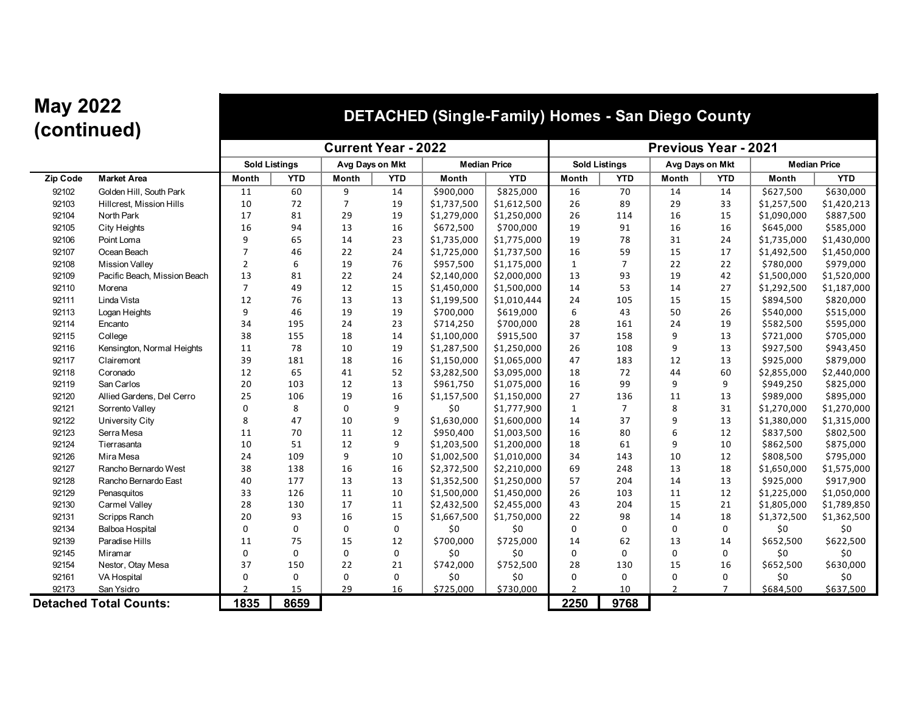# May 2022 (continued)

## DETACHED (Single-Family) Homes - San Diego County

| | | Current Year - 2022 | | | | | | Previous Year - 2021 | | | | | |
|---|---|---|---|---|---|---|---|---|---|---|---|---|---|
| | | Sold Listings | | Avg Days on Mkt | | Median Price | | Sold Listings | | Avg Days on Mkt | | Median Price | |
| Zip Code | Market Area | Month | YTD | Month | YTD | Month | YTD | Month | YTD | Month | YTD | Month | YTD |
| 92102 | Golden Hill, South Park | 11 | 60 | 9 | 14 | $900,000 | $825,000 | 16 | 70 | 14 | 14 | $627,500 | $630,000 |
| 92103 | Hillcrest, Mission Hills | 10 | 72 | 7 | 19 | $1,737,500 | $1,612,500 | 26 | 89 | 29 | 33 | $1,257,500 | $1,420,213 |
| 92104 | North Park | 17 | 81 | 29 | 19 | $1,279,000 | $1,250,000 | 26 | 114 | 16 | 15 | $1,090,000 | $887,500 |
| 92105 | City Heights | 16 | 94 | 13 | 16 | $672,500 | $700,000 | 19 | 91 | 16 | 16 | $645,000 | $585,000 |
| 92106 | Point Loma | 9 | 65 | 14 | 23 | $1,735,000 | $1,775,000 | 19 | 78 | 31 | 24 | $1,735,000 | $1,430,000 |
| 92107 | Ocean Beach | 7 | 46 | 22 | 24 | $1,725,000 | $1,737,500 | 16 | 59 | 15 | 17 | $1,492,500 | $1,450,000 |
| 92108 | Mission Valley | 2 | 6 | 19 | 76 | $957,500 | $1,175,000 | 1 | 7 | 22 | 22 | $780,000 | $979,000 |
| 92109 | Pacific Beach, Mission Beach | 13 | 81 | 22 | 24 | $2,140,000 | $2,000,000 | 13 | 93 | 19 | 42 | $1,500,000 | $1,520,000 |
| 92110 | Morena | 7 | 49 | 12 | 15 | $1,450,000 | $1,500,000 | 14 | 53 | 14 | 27 | $1,292,500 | $1,187,000 |
| 92111 | Linda Vista | 12 | 76 | 13 | 13 | $1,199,500 | $1,010,444 | 24 | 105 | 15 | 15 | $894,500 | $820,000 |
| 92113 | Logan Heights | 9 | 46 | 19 | 19 | $700,000 | $619,000 | 6 | 43 | 50 | 26 | $540,000 | $515,000 |
| 92114 | Encanto | 34 | 195 | 24 | 23 | $714,250 | $700,000 | 28 | 161 | 24 | 19 | $582,500 | $595,000 |
| 92115 | College | 38 | 155 | 18 | 14 | $1,100,000 | $915,500 | 37 | 158 | 9 | 13 | $721,000 | $705,000 |
| 92116 | Kensington, Normal Heights | 11 | 78 | 10 | 19 | $1,287,500 | $1,250,000 | 26 | 108 | 9 | 13 | $927,500 | $943,450 |
| 92117 | Clairemont | 39 | 181 | 18 | 16 | $1,150,000 | $1,065,000 | 47 | 183 | 12 | 13 | $925,000 | $879,000 |
| 92118 | Coronado | 12 | 65 | 41 | 52 | $3,282,500 | $3,095,000 | 18 | 72 | 44 | 60 | $2,855,000 | $2,440,000 |
| 92119 | San Carlos | 20 | 103 | 12 | 13 | $961,750 | $1,075,000 | 16 | 99 | 9 | 9 | $949,250 | $825,000 |
| 92120 | Allied Gardens, Del Cerro | 25 | 106 | 19 | 16 | $1,157,500 | $1,150,000 | 27 | 136 | 11 | 13 | $989,000 | $895,000 |
| 92121 | Sorrento Valley | 0 | 8 | 0 | 9 | $0 | $1,777,900 | 1 | 7 | 8 | 31 | $1,270,000 | $1,270,000 |
| 92122 | University City | 8 | 47 | 10 | 9 | $1,630,000 | $1,600,000 | 14 | 37 | 9 | 13 | $1,380,000 | $1,315,000 |
| 92123 | Serra Mesa | 11 | 70 | 11 | 12 | $950,400 | $1,003,500 | 16 | 80 | 6 | 12 | $837,500 | $802,500 |
| 92124 | Tierrasanta | 10 | 51 | 12 | 9 | $1,203,500 | $1,200,000 | 18 | 61 | 9 | 10 | $862,500 | $875,000 |
| 92126 | Mira Mesa | 24 | 109 | 9 | 10 | $1,002,500 | $1,010,000 | 34 | 143 | 10 | 12 | $808,500 | $795,000 |
| 92127 | Rancho Bernardo West | 38 | 138 | 16 | 16 | $2,372,500 | $2,210,000 | 69 | 248 | 13 | 18 | $1,650,000 | $1,575,000 |
| 92128 | Rancho Bernardo East | 40 | 177 | 13 | 13 | $1,352,500 | $1,250,000 | 57 | 204 | 14 | 13 | $925,000 | $917,900 |
| 92129 | Penasquitos | 33 | 126 | 11 | 10 | $1,500,000 | $1,450,000 | 26 | 103 | 11 | 12 | $1,225,000 | $1,050,000 |
| 92130 | Carmel Valley | 28 | 130 | 17 | 11 | $2,432,500 | $2,455,000 | 43 | 204 | 15 | 21 | $1,805,000 | $1,789,850 |
| 92131 | Scripps Ranch | 20 | 93 | 16 | 15 | $1,667,500 | $1,750,000 | 22 | 98 | 14 | 18 | $1,372,500 | $1,362,500 |
| 92134 | Balboa Hospital | 0 | 0 | 0 | 0 | $0 | $0 | 0 | 0 | 0 | 0 | $0 | $0 |
| 92139 | Paradise Hills | 11 | 75 | 15 | 12 | $700,000 | $725,000 | 14 | 62 | 13 | 14 | $652,500 | $622,500 |
| 92145 | Miramar | 0 | 0 | 0 | 0 | $0 | $0 | 0 | 0 | 0 | 0 | $0 | $0 |
| 92154 | Nestor, Otay Mesa | 37 | 150 | 22 | 21 | $742,000 | $752,500 | 28 | 130 | 15 | 16 | $652,500 | $630,000 |
| 92161 | VA Hospital | 0 | 0 | 0 | 0 | $0 | $0 | 0 | 0 | 0 | 0 | $0 | $0 |
| 92173 | San Ysidro | 2 | 15 | 29 | 16 | $725,000 | $730,000 | 2 | 10 | 2 | 7 | $684,500 | $637,500 |
| **Detached Total Counts:** | | **1835** | **8659** | | | | | **2250** | **9768** | | | | |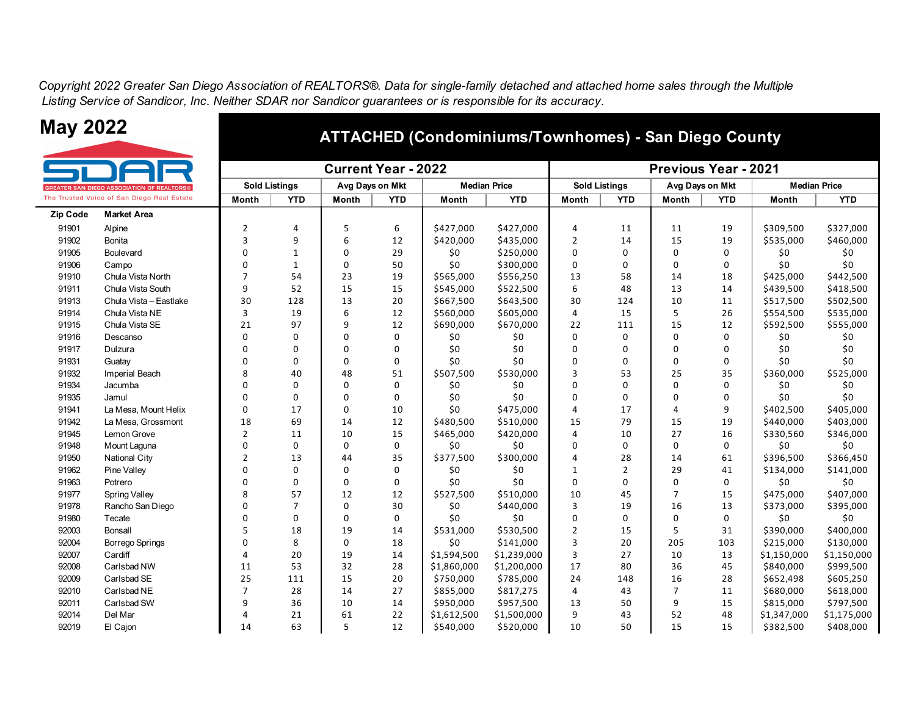*Copyright 2022 Greater San Diego Association of REALTORS®. Data for single-family detached and attached home sales through the Multiple Listing Service of Sandicor, Inc. Neither SDAR nor Sandicor guarantees or is responsible for its accuracy.*

# May 2022

SDAR — GREATER SAN DIEGO ASSOCIATION OF REALTORS®
The Trusted Voice of San Diego Real Estate

## ATTACHED (Condominiums/Townhomes) - San Diego County

| | | Current Year - 2022 | | | | | | Previous Year - 2021 | | | | | |
|---|---|---|---|---|---|---|---|---|---|---|---|---|---|
| | | Sold Listings | | Avg Days on Mkt | | Median Price | | Sold Listings | | Avg Days on Mkt | | Median Price | |
| Zip Code | Market Area | Month | YTD | Month | YTD | Month | YTD | Month | YTD | Month | YTD | Month | YTD |
| 91901 | Alpine | 2 | 4 | 5 | 6 | $427,000 | $427,000 | 4 | 11 | 11 | 19 | $309,500 | $327,000 |
| 91902 | Bonita | 3 | 9 | 6 | 12 | $420,000 | $435,000 | 2 | 14 | 15 | 19 | $535,000 | $460,000 |
| 91905 | Boulevard | 0 | 1 | 0 | 29 | $0 | $250,000 | 0 | 0 | 0 | 0 | $0 | $0 |
| 91906 | Campo | 0 | 1 | 0 | 50 | $0 | $300,000 | 0 | 0 | 0 | 0 | $0 | $0 |
| 91910 | Chula Vista North | 7 | 54 | 23 | 19 | $565,000 | $556,250 | 13 | 58 | 14 | 18 | $425,000 | $442,500 |
| 91911 | Chula Vista South | 9 | 52 | 15 | 15 | $545,000 | $522,500 | 6 | 48 | 13 | 14 | $439,500 | $418,500 |
| 91913 | Chula Vista – Eastlake | 30 | 128 | 13 | 20 | $667,500 | $643,500 | 30 | 124 | 10 | 11 | $517,500 | $502,500 |
| 91914 | Chula Vista NE | 3 | 19 | 6 | 12 | $560,000 | $605,000 | 4 | 15 | 5 | 26 | $554,500 | $535,000 |
| 91915 | Chula Vista SE | 21 | 97 | 9 | 12 | $690,000 | $670,000 | 22 | 111 | 15 | 12 | $592,500 | $555,000 |
| 91916 | Descanso | 0 | 0 | 0 | 0 | $0 | $0 | 0 | 0 | 0 | 0 | $0 | $0 |
| 91917 | Dulzura | 0 | 0 | 0 | 0 | $0 | $0 | 0 | 0 | 0 | 0 | $0 | $0 |
| 91931 | Guatay | 0 | 0 | 0 | 0 | $0 | $0 | 0 | 0 | 0 | 0 | $0 | $0 |
| 91932 | Imperial Beach | 8 | 40 | 48 | 51 | $507,500 | $530,000 | 3 | 53 | 25 | 35 | $360,000 | $525,000 |
| 91934 | Jacumba | 0 | 0 | 0 | 0 | $0 | $0 | 0 | 0 | 0 | 0 | $0 | $0 |
| 91935 | Jamul | 0 | 0 | 0 | 0 | $0 | $0 | 0 | 0 | 0 | 0 | $0 | $0 |
| 91941 | La Mesa, Mount Helix | 0 | 17 | 0 | 10 | $0 | $475,000 | 4 | 17 | 4 | 9 | $402,500 | $405,000 |
| 91942 | La Mesa, Grossmont | 18 | 69 | 14 | 12 | $480,500 | $510,000 | 15 | 79 | 15 | 19 | $440,000 | $403,000 |
| 91945 | Lemon Grove | 2 | 11 | 10 | 15 | $465,000 | $420,000 | 4 | 10 | 27 | 16 | $330,560 | $346,000 |
| 91948 | Mount Laguna | 0 | 0 | 0 | 0 | $0 | $0 | 0 | 0 | 0 | 0 | $0 | $0 |
| 91950 | National City | 2 | 13 | 44 | 35 | $377,500 | $300,000 | 4 | 28 | 14 | 61 | $396,500 | $366,450 |
| 91962 | Pine Valley | 0 | 0 | 0 | 0 | $0 | $0 | 1 | 2 | 29 | 41 | $134,000 | $141,000 |
| 91963 | Potrero | 0 | 0 | 0 | 0 | $0 | $0 | 0 | 0 | 0 | 0 | $0 | $0 |
| 91977 | Spring Valley | 8 | 57 | 12 | 12 | $527,500 | $510,000 | 10 | 45 | 7 | 15 | $475,000 | $407,000 |
| 91978 | Rancho San Diego | 0 | 7 | 0 | 30 | $0 | $440,000 | 3 | 19 | 16 | 13 | $373,000 | $395,000 |
| 91980 | Tecate | 0 | 0 | 0 | 0 | $0 | $0 | 0 | 0 | 0 | 0 | $0 | $0 |
| 92003 | Bonsall | 5 | 18 | 19 | 14 | $531,000 | $530,500 | 2 | 15 | 5 | 31 | $390,000 | $400,000 |
| 92004 | Borrego Springs | 0 | 8 | 0 | 18 | $0 | $141,000 | 3 | 20 | 205 | 103 | $215,000 | $130,000 |
| 92007 | Cardiff | 4 | 20 | 19 | 14 | $1,594,500 | $1,239,000 | 3 | 27 | 10 | 13 | $1,150,000 | $1,150,000 |
| 92008 | Carlsbad NW | 11 | 53 | 32 | 28 | $1,860,000 | $1,200,000 | 17 | 80 | 36 | 45 | $840,000 | $999,500 |
| 92009 | Carlsbad SE | 25 | 111 | 15 | 20 | $750,000 | $785,000 | 24 | 148 | 16 | 28 | $652,498 | $605,250 |
| 92010 | Carlsbad NE | 7 | 28 | 14 | 27 | $855,000 | $817,275 | 4 | 43 | 7 | 11 | $680,000 | $618,000 |
| 92011 | Carlsbad SW | 9 | 36 | 10 | 14 | $950,000 | $957,500 | 13 | 50 | 9 | 15 | $815,000 | $797,500 |
| 92014 | Del Mar | 4 | 21 | 61 | 22 | $1,612,500 | $1,500,000 | 9 | 43 | 52 | 48 | $1,347,000 | $1,175,000 |
| 92019 | El Cajon | 14 | 63 | 5 | 12 | $540,000 | $520,000 | 10 | 50 | 15 | 15 | $382,500 | $408,000 |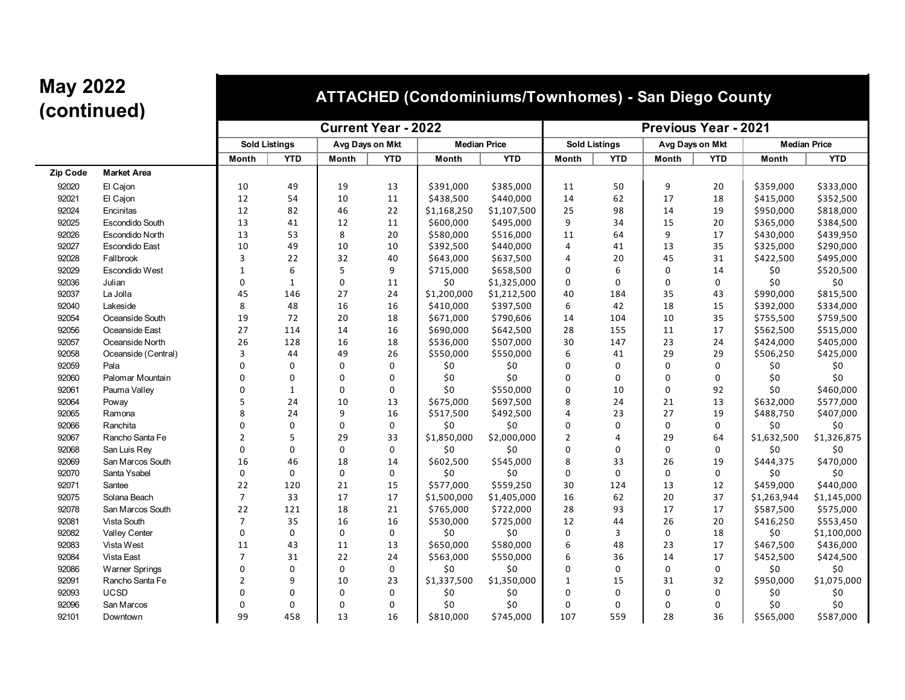# May 2022 (continued)

## ATTACHED (Condominiums/Townhomes) - San Diego County

| Zip Code | Market Area | Current Year - 2022 | | | | | | Previous Year - 2021 | | | | | |
|---|---|---|---|---|---|---|---|---|---|---|---|---|---|
| | | Sold Listings | | Avg Days on Mkt | | Median Price | | Sold Listings | | Avg Days on Mkt | | Median Price | |
| | | Month | YTD | Month | YTD | Month | YTD | Month | YTD | Month | YTD | Month | YTD |
| 92020 | El Cajon | 10 | 49 | 19 | 13 | $391,000 | $385,000 | 11 | 50 | 9 | 20 | $359,000 | $333,000 |
| 92021 | El Cajon | 12 | 54 | 10 | 11 | $438,500 | $440,000 | 14 | 62 | 17 | 18 | $415,000 | $352,500 |
| 92024 | Encinitas | 12 | 82 | 46 | 22 | $1,168,250 | $1,107,500 | 25 | 98 | 14 | 19 | $950,000 | $818,000 |
| 92025 | Escondido South | 13 | 41 | 12 | 11 | $600,000 | $495,000 | 9 | 34 | 15 | 20 | $365,000 | $384,500 |
| 92026 | Escondido North | 13 | 53 | 8 | 20 | $580,000 | $516,000 | 11 | 64 | 9 | 17 | $430,000 | $439,950 |
| 92027 | Escondido East | 10 | 49 | 10 | 10 | $392,500 | $440,000 | 4 | 41 | 13 | 35 | $325,000 | $290,000 |
| 92028 | Fallbrook | 3 | 22 | 32 | 40 | $643,000 | $637,500 | 4 | 20 | 45 | 31 | $422,500 | $495,000 |
| 92029 | Escondido West | 1 | 6 | 5 | 9 | $715,000 | $658,500 | 0 | 6 | 0 | 14 | $0 | $520,500 |
| 92036 | Julian | 0 | 1 | 0 | 11 | $0 | $1,325,000 | 0 | 0 | 0 | 0 | $0 | $0 |
| 92037 | La Jolla | 45 | 146 | 27 | 24 | $1,200,000 | $1,212,500 | 40 | 184 | 35 | 43 | $990,000 | $815,500 |
| 92040 | Lakeside | 8 | 48 | 16 | 16 | $410,000 | $397,500 | 6 | 42 | 18 | 15 | $392,000 | $334,000 |
| 92054 | Oceanside South | 19 | 72 | 20 | 18 | $671,000 | $790,606 | 14 | 104 | 10 | 35 | $755,500 | $759,500 |
| 92056 | Oceanside East | 27 | 114 | 14 | 16 | $690,000 | $642,500 | 28 | 155 | 11 | 17 | $562,500 | $515,000 |
| 92057 | Oceanside North | 26 | 128 | 16 | 18 | $536,000 | $507,000 | 30 | 147 | 23 | 24 | $424,000 | $405,000 |
| 92058 | Oceanside (Central) | 3 | 44 | 49 | 26 | $550,000 | $550,000 | 6 | 41 | 29 | 29 | $506,250 | $425,000 |
| 92059 | Pala | 0 | 0 | 0 | 0 | $0 | $0 | 0 | 0 | 0 | 0 | $0 | $0 |
| 92060 | Palomar Mountain | 0 | 0 | 0 | 0 | $0 | $0 | 0 | 0 | 0 | 0 | $0 | $0 |
| 92061 | Pauma Valley | 0 | 1 | 0 | 0 | $0 | $550,000 | 0 | 10 | 0 | 92 | $0 | $460,000 |
| 92064 | Poway | 5 | 24 | 10 | 13 | $675,000 | $697,500 | 8 | 24 | 21 | 13 | $632,000 | $577,000 |
| 92065 | Ramona | 8 | 24 | 9 | 16 | $517,500 | $492,500 | 4 | 23 | 27 | 19 | $488,750 | $407,000 |
| 92066 | Ranchita | 0 | 0 | 0 | 0 | $0 | $0 | 0 | 0 | 0 | 0 | $0 | $0 |
| 92067 | Rancho Santa Fe | 2 | 5 | 29 | 33 | $1,850,000 | $2,000,000 | 2 | 4 | 29 | 64 | $1,632,500 | $1,326,875 |
| 92068 | San Luis Rey | 0 | 0 | 0 | 0 | $0 | $0 | 0 | 0 | 0 | 0 | $0 | $0 |
| 92069 | San Marcos South | 16 | 46 | 18 | 14 | $602,500 | $545,000 | 8 | 33 | 26 | 19 | $444,375 | $470,000 |
| 92070 | Santa Ysabel | 0 | 0 | 0 | 0 | $0 | $0 | 0 | 0 | 0 | 0 | $0 | $0 |
| 92071 | Santee | 22 | 120 | 21 | 15 | $577,000 | $559,250 | 30 | 124 | 13 | 12 | $459,000 | $440,000 |
| 92075 | Solana Beach | 7 | 33 | 17 | 17 | $1,500,000 | $1,405,000 | 16 | 62 | 20 | 37 | $1,263,944 | $1,145,000 |
| 92078 | San Marcos South | 22 | 121 | 18 | 21 | $765,000 | $722,000 | 28 | 93 | 17 | 17 | $587,500 | $575,000 |
| 92081 | Vista South | 7 | 35 | 16 | 16 | $530,000 | $725,000 | 12 | 44 | 26 | 20 | $416,250 | $553,450 |
| 92082 | Valley Center | 0 | 0 | 0 | 0 | $0 | $0 | 0 | 3 | 0 | 18 | $0 | $1,100,000 |
| 92083 | Vista West | 11 | 43 | 11 | 13 | $650,000 | $580,000 | 6 | 48 | 23 | 17 | $467,500 | $436,000 |
| 92084 | Vista East | 7 | 31 | 22 | 24 | $563,000 | $550,000 | 6 | 36 | 14 | 17 | $452,500 | $424,500 |
| 92086 | Warner Springs | 0 | 0 | 0 | 0 | $0 | $0 | 0 | 0 | 0 | 0 | $0 | $0 |
| 92091 | Rancho Santa Fe | 2 | 9 | 10 | 23 | $1,337,500 | $1,350,000 | 1 | 15 | 31 | 32 | $950,000 | $1,075,000 |
| 92093 | UCSD | 0 | 0 | 0 | 0 | $0 | $0 | 0 | 0 | 0 | 0 | $0 | $0 |
| 92096 | San Marcos | 0 | 0 | 0 | 0 | $0 | $0 | 0 | 0 | 0 | 0 | $0 | $0 |
| 92101 | Downtown | 99 | 458 | 13 | 16 | $810,000 | $745,000 | 107 | 559 | 28 | 36 | $565,000 | $587,000 |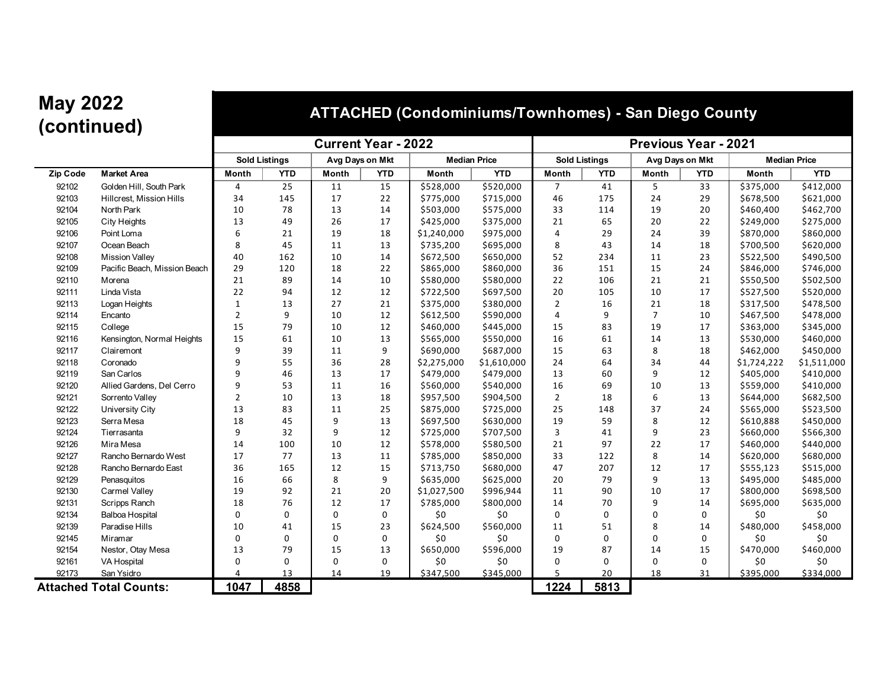# May 2022 (continued)

## ATTACHED (Condominiums/Townhomes) - San Diego County

| | | Current Year - 2022 | | | | | | Previous Year - 2021 | | | | | |
|---|---|---|---|---|---|---|---|---|---|---|---|---|---|
| | | Sold Listings | | Avg Days on Mkt | | Median Price | | Sold Listings | | Avg Days on Mkt | | Median Price | |
| Zip Code | Market Area | Month | YTD | Month | YTD | Month | YTD | Month | YTD | Month | YTD | Month | YTD |
| 92102 | Golden Hill, South Park | 4 | 25 | 11 | 15 | $528,000 | $520,000 | 7 | 41 | 5 | 33 | $375,000 | $412,000 |
| 92103 | Hillcrest, Mission Hills | 34 | 145 | 17 | 22 | $775,000 | $715,000 | 46 | 175 | 24 | 29 | $678,500 | $621,000 |
| 92104 | North Park | 10 | 78 | 13 | 14 | $503,000 | $575,000 | 33 | 114 | 19 | 20 | $460,400 | $462,700 |
| 92105 | City Heights | 13 | 49 | 26 | 17 | $425,000 | $375,000 | 21 | 65 | 20 | 22 | $249,000 | $275,000 |
| 92106 | Point Loma | 6 | 21 | 19 | 18 | $1,240,000 | $975,000 | 4 | 29 | 24 | 39 | $870,000 | $860,000 |
| 92107 | Ocean Beach | 8 | 45 | 11 | 13 | $735,200 | $695,000 | 8 | 43 | 14 | 18 | $700,500 | $620,000 |
| 92108 | Mission Valley | 40 | 162 | 10 | 14 | $672,500 | $650,000 | 52 | 234 | 11 | 23 | $522,500 | $490,500 |
| 92109 | Pacific Beach, Mission Beach | 29 | 120 | 18 | 22 | $865,000 | $860,000 | 36 | 151 | 15 | 24 | $846,000 | $746,000 |
| 92110 | Morena | 21 | 89 | 14 | 10 | $580,000 | $580,000 | 22 | 106 | 21 | 21 | $550,500 | $502,500 |
| 92111 | Linda Vista | 22 | 94 | 12 | 12 | $722,500 | $697,500 | 20 | 105 | 10 | 17 | $527,500 | $520,000 |
| 92113 | Logan Heights | 1 | 13 | 27 | 21 | $375,000 | $380,000 | 2 | 16 | 21 | 18 | $317,500 | $478,500 |
| 92114 | Encanto | 2 | 9 | 10 | 12 | $612,500 | $590,000 | 4 | 9 | 7 | 10 | $467,500 | $478,000 |
| 92115 | College | 15 | 79 | 10 | 12 | $460,000 | $445,000 | 15 | 83 | 19 | 17 | $363,000 | $345,000 |
| 92116 | Kensington, Normal Heights | 15 | 61 | 10 | 13 | $565,000 | $550,000 | 16 | 61 | 14 | 13 | $530,000 | $460,000 |
| 92117 | Clairemont | 9 | 39 | 11 | 9 | $690,000 | $687,000 | 15 | 63 | 8 | 18 | $462,000 | $450,000 |
| 92118 | Coronado | 9 | 55 | 36 | 28 | $2,275,000 | $1,610,000 | 24 | 64 | 34 | 44 | $1,724,222 | $1,511,000 |
| 92119 | San Carlos | 9 | 46 | 13 | 17 | $479,000 | $479,000 | 13 | 60 | 9 | 12 | $405,000 | $410,000 |
| 92120 | Allied Gardens, Del Cerro | 9 | 53 | 11 | 16 | $560,000 | $540,000 | 16 | 69 | 10 | 13 | $559,000 | $410,000 |
| 92121 | Sorrento Valley | 2 | 10 | 13 | 18 | $957,500 | $904,500 | 2 | 18 | 6 | 13 | $644,000 | $682,500 |
| 92122 | University City | 13 | 83 | 11 | 25 | $875,000 | $725,000 | 25 | 148 | 37 | 24 | $565,000 | $523,500 |
| 92123 | Serra Mesa | 18 | 45 | 9 | 13 | $697,500 | $630,000 | 19 | 59 | 8 | 12 | $610,888 | $450,000 |
| 92124 | Tierrasanta | 9 | 32 | 9 | 12 | $725,000 | $707,500 | 3 | 41 | 9 | 23 | $660,000 | $566,300 |
| 92126 | Mira Mesa | 14 | 100 | 10 | 12 | $578,000 | $580,500 | 21 | 97 | 22 | 17 | $460,000 | $440,000 |
| 92127 | Rancho Bernardo West | 17 | 77 | 13 | 11 | $785,000 | $850,000 | 33 | 122 | 8 | 14 | $620,000 | $680,000 |
| 92128 | Rancho Bernardo East | 36 | 165 | 12 | 15 | $713,750 | $680,000 | 47 | 207 | 12 | 17 | $555,123 | $515,000 |
| 92129 | Penasquitos | 16 | 66 | 8 | 9 | $635,000 | $625,000 | 20 | 79 | 9 | 13 | $495,000 | $485,000 |
| 92130 | Carmel Valley | 19 | 92 | 21 | 20 | $1,027,500 | $996,944 | 11 | 90 | 10 | 17 | $800,000 | $698,500 |
| 92131 | Scripps Ranch | 18 | 76 | 12 | 17 | $785,000 | $800,000 | 14 | 70 | 9 | 14 | $695,000 | $635,000 |
| 92134 | Balboa Hospital | 0 | 0 | 0 | 0 | $0 | $0 | 0 | 0 | 0 | 0 | $0 | $0 |
| 92139 | Paradise Hills | 10 | 41 | 15 | 23 | $624,500 | $560,000 | 11 | 51 | 8 | 14 | $480,000 | $458,000 |
| 92145 | Miramar | 0 | 0 | 0 | 0 | $0 | $0 | 0 | 0 | 0 | 0 | $0 | $0 |
| 92154 | Nestor, Otay Mesa | 13 | 79 | 15 | 13 | $650,000 | $596,000 | 19 | 87 | 14 | 15 | $470,000 | $460,000 |
| 92161 | VA Hospital | 0 | 0 | 0 | 0 | $0 | $0 | 0 | 0 | 0 | 0 | $0 | $0 |
| 92173 | San Ysidro | 4 | 13 | 14 | 19 | $347,500 | $345,000 | 5 | 20 | 18 | 31 | $395,000 | $334,000 |
| **Attached Total Counts:** | | **1047** | **4858** | | | | | **1224** | **5813** | | | | |